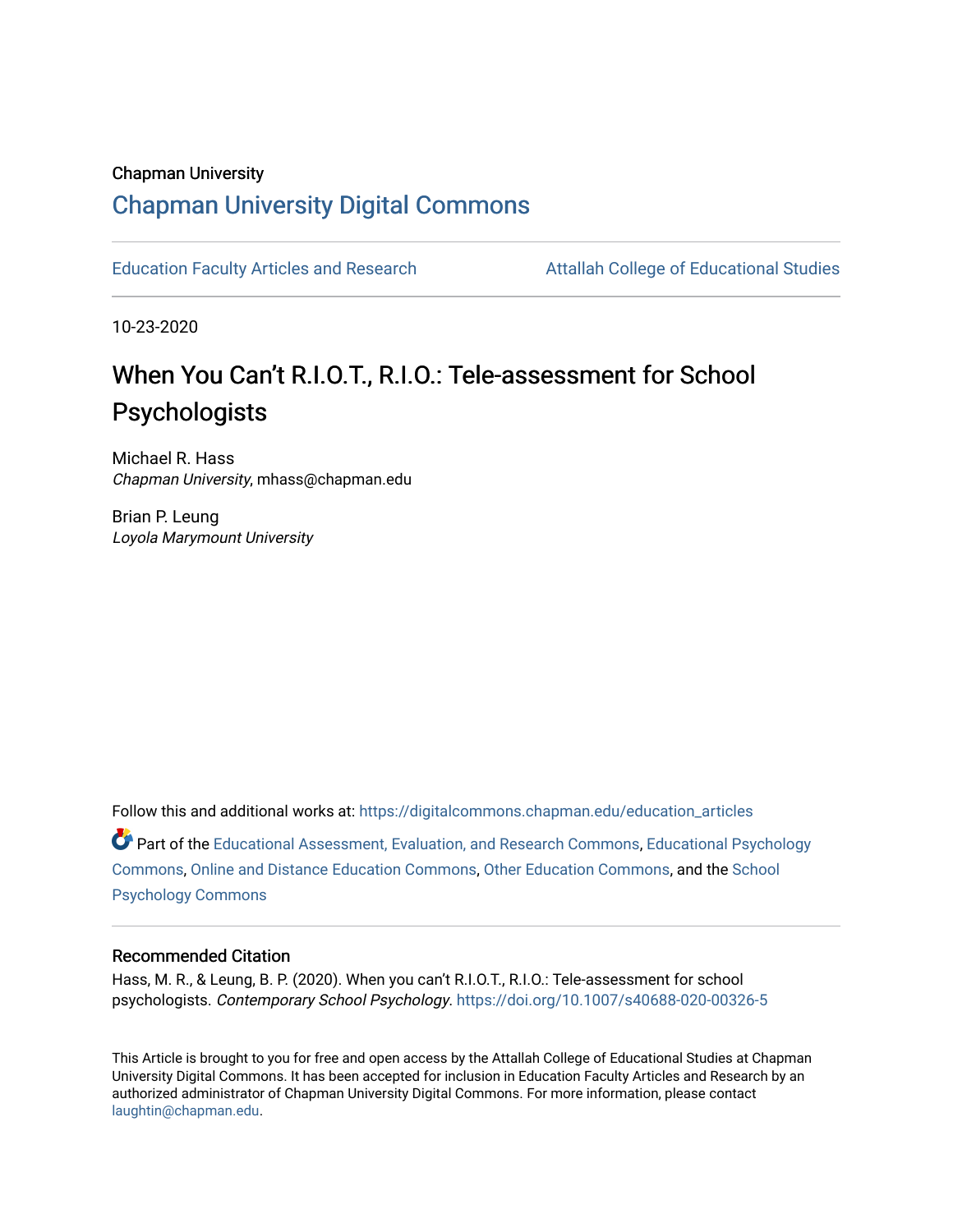Chapman University

# Chapman University Digital Commons

Education Faculty Articles and Research | Attallah College of Educational Studies

10-23-2020

# When You Can't R.I.O.T., R.I.O.: Tele-assessment for School Psychologists

Michael R. Hass
*Chapman University*, mhass@chapman.edu

Brian P. Leung
*Loyola Marymount University*

Follow this and additional works at: https://digitalcommons.chapman.edu/education_articles

Part of the Educational Assessment, Evaluation, and Research Commons, Educational Psychology Commons, Online and Distance Education Commons, Other Education Commons, and the School Psychology Commons

## Recommended Citation

Hass, M. R., & Leung, B. P. (2020). When you can't R.I.O.T., R.I.O.: Tele-assessment for school psychologists. *Contemporary School Psychology.* https://doi.org/10.1007/s40688-020-00326-5

This Article is brought to you for free and open access by the Attallah College of Educational Studies at Chapman University Digital Commons. It has been accepted for inclusion in Education Faculty Articles and Research by an authorized administrator of Chapman University Digital Commons. For more information, please contact laughtin@chapman.edu.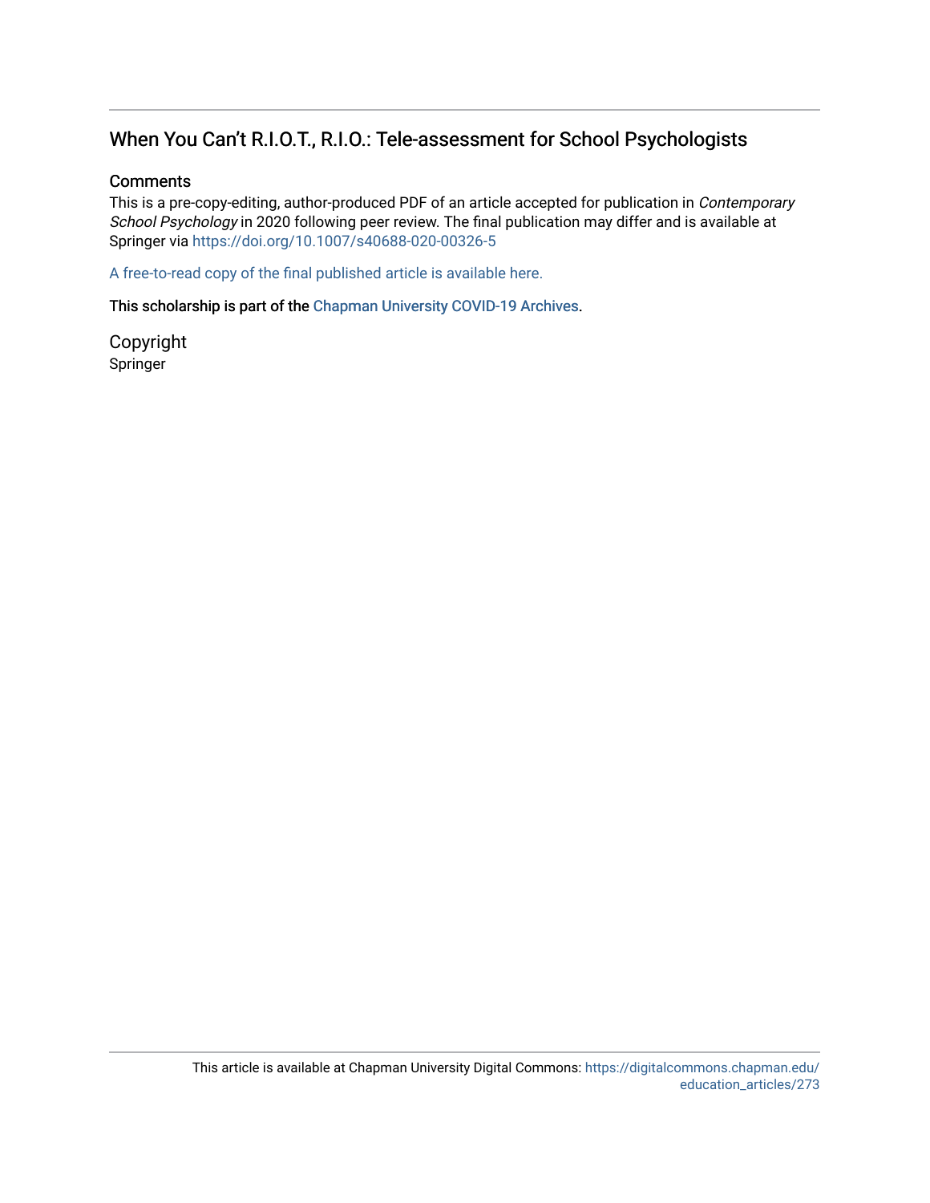## When You Can't R.I.O.T., R.I.O.: Tele-assessment for School Psychologists

### Comments

This is a pre-copy-editing, author-produced PDF of an article accepted for publication in *Contemporary School Psychology* in 2020 following peer review. The final publication may differ and is available at Springer via https://doi.org/10.1007/s40688-020-00326-5

A free-to-read copy of the final published article is available here.

This scholarship is part of the Chapman University COVID-19 Archives.

### Copyright

Springer

This article is available at Chapman University Digital Commons: https://digitalcommons.chapman.edu/education_articles/273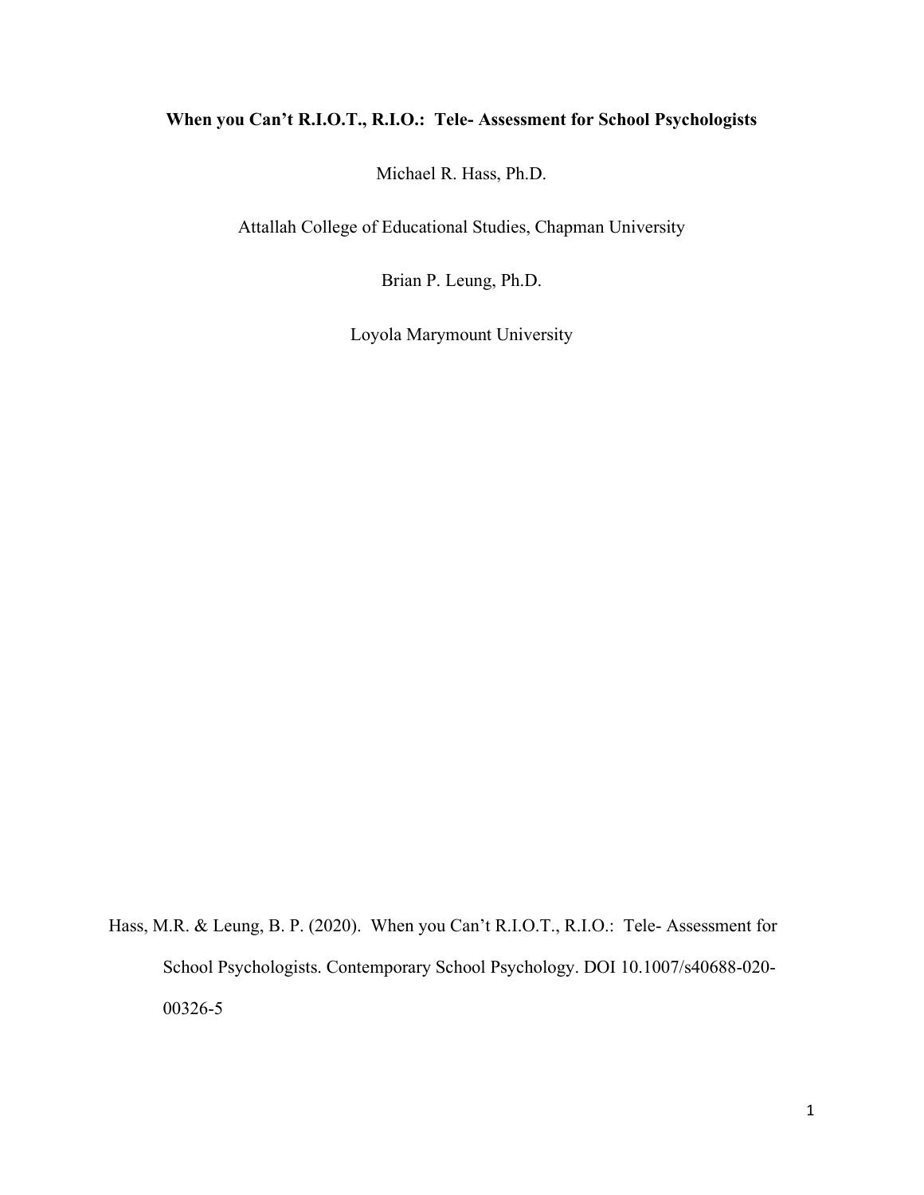**When you Can't R.I.O.T., R.I.O.: Tele- Assessment for School Psychologists**

Michael R. Hass, Ph.D.

Attallah College of Educational Studies, Chapman University

Brian P. Leung, Ph.D.

Loyola Marymount University

Hass, M.R. & Leung, B. P. (2020). When you Can't R.I.O.T., R.I.O.: Tele- Assessment for School Psychologists. Contemporary School Psychology. DOI 10.1007/s40688-020-00326-5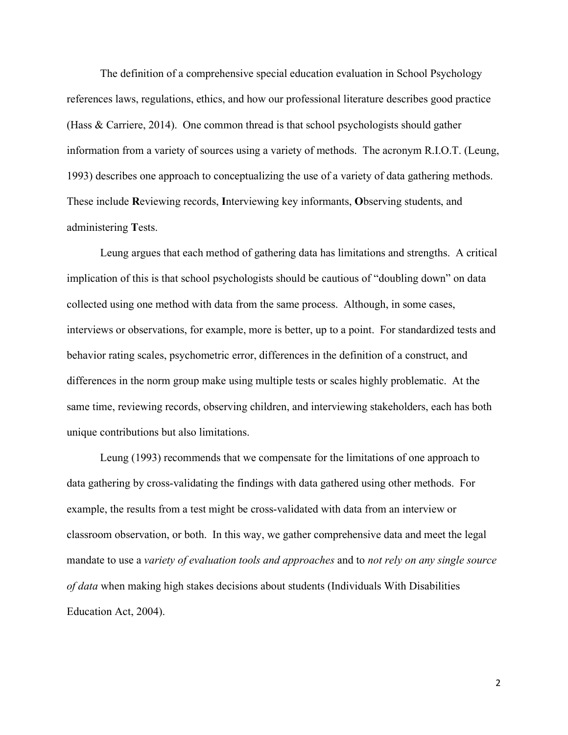The definition of a comprehensive special education evaluation in School Psychology references laws, regulations, ethics, and how our professional literature describes good practice (Hass & Carriere, 2014). One common thread is that school psychologists should gather information from a variety of sources using a variety of methods. The acronym R.I.O.T. (Leung, 1993) describes one approach to conceptualizing the use of a variety of data gathering methods. These include **R**eviewing records, **I**nterviewing key informants, **O**bserving students, and administering **T**ests.

Leung argues that each method of gathering data has limitations and strengths. A critical implication of this is that school psychologists should be cautious of "doubling down" on data collected using one method with data from the same process. Although, in some cases, interviews or observations, for example, more is better, up to a point. For standardized tests and behavior rating scales, psychometric error, differences in the definition of a construct, and differences in the norm group make using multiple tests or scales highly problematic. At the same time, reviewing records, observing children, and interviewing stakeholders, each has both unique contributions but also limitations.

Leung (1993) recommends that we compensate for the limitations of one approach to data gathering by cross-validating the findings with data gathered using other methods. For example, the results from a test might be cross-validated with data from an interview or classroom observation, or both. In this way, we gather comprehensive data and meet the legal mandate to use a *variety of evaluation tools and approaches* and to *not rely on any single source of data* when making high stakes decisions about students (Individuals With Disabilities Education Act, 2004).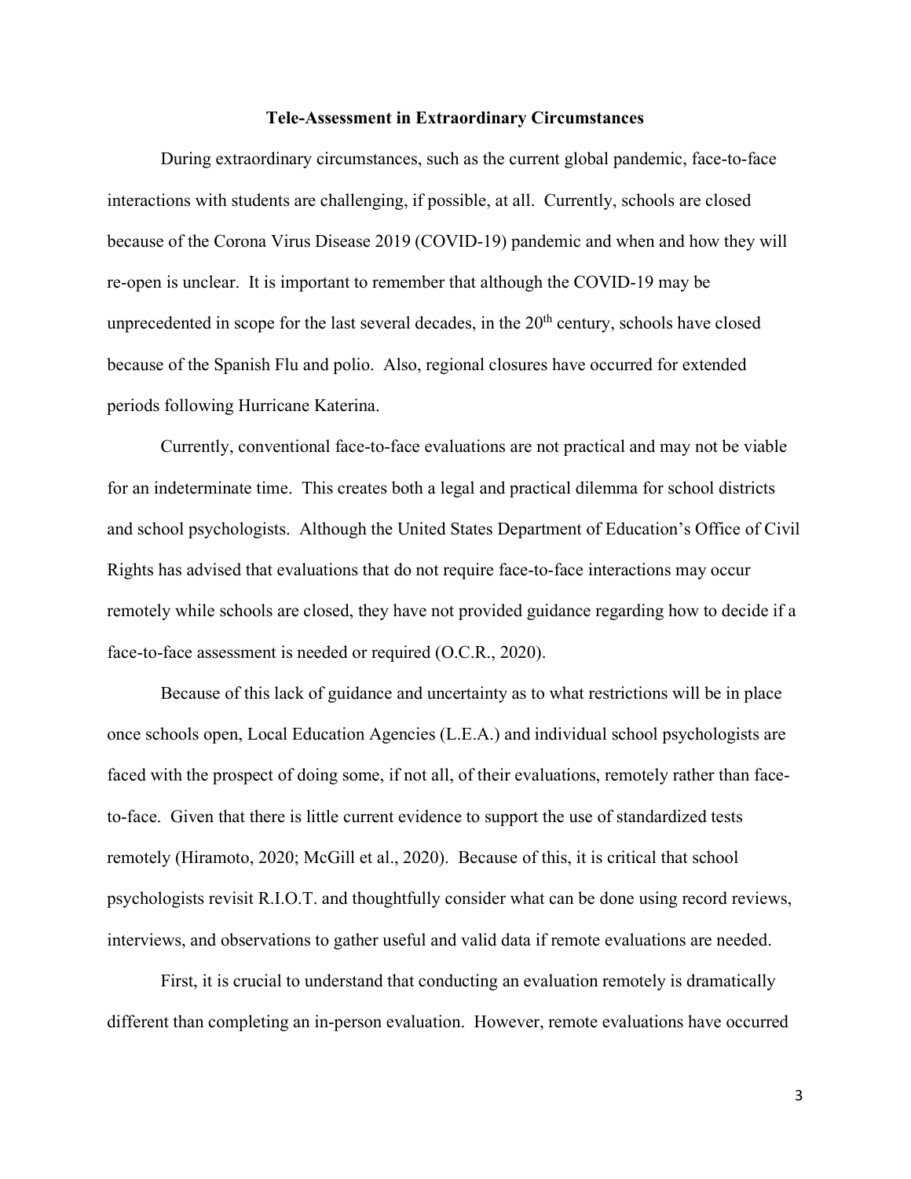**Tele-Assessment in Extraordinary Circumstances**

During extraordinary circumstances, such as the current global pandemic, face-to-face interactions with students are challenging, if possible, at all. Currently, schools are closed because of the Corona Virus Disease 2019 (COVID-19) pandemic and when and how they will re-open is unclear. It is important to remember that although the COVID-19 may be unprecedented in scope for the last several decades, in the 20th century, schools have closed because of the Spanish Flu and polio. Also, regional closures have occurred for extended periods following Hurricane Katerina.

Currently, conventional face-to-face evaluations are not practical and may not be viable for an indeterminate time. This creates both a legal and practical dilemma for school districts and school psychologists. Although the United States Department of Education's Office of Civil Rights has advised that evaluations that do not require face-to-face interactions may occur remotely while schools are closed, they have not provided guidance regarding how to decide if a face-to-face assessment is needed or required (O.C.R., 2020).

Because of this lack of guidance and uncertainty as to what restrictions will be in place once schools open, Local Education Agencies (L.E.A.) and individual school psychologists are faced with the prospect of doing some, if not all, of their evaluations, remotely rather than face-to-face. Given that there is little current evidence to support the use of standardized tests remotely (Hiramoto, 2020; McGill et al., 2020). Because of this, it is critical that school psychologists revisit R.I.O.T. and thoughtfully consider what can be done using record reviews, interviews, and observations to gather useful and valid data if remote evaluations are needed.

First, it is crucial to understand that conducting an evaluation remotely is dramatically different than completing an in-person evaluation. However, remote evaluations have occurred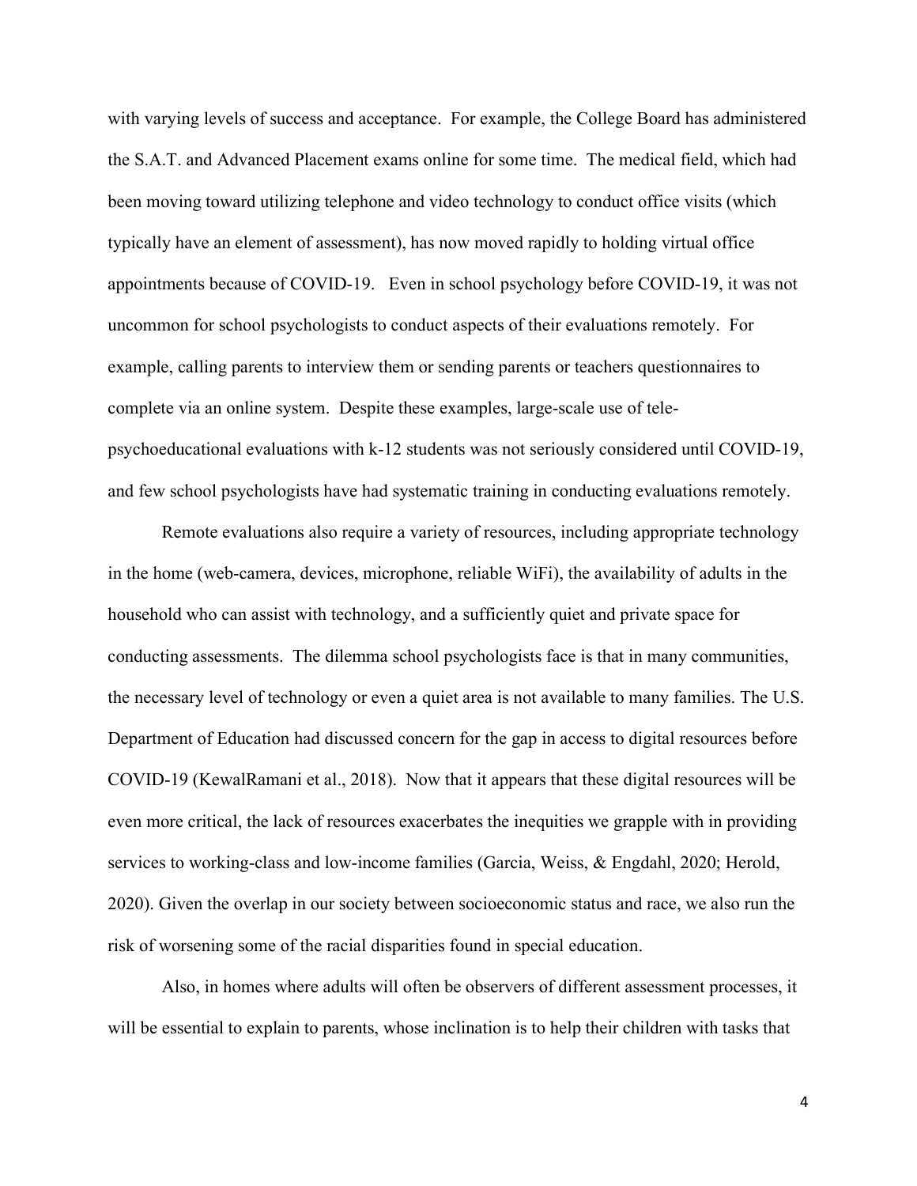with varying levels of success and acceptance. For example, the College Board has administered the S.A.T. and Advanced Placement exams online for some time. The medical field, which had been moving toward utilizing telephone and video technology to conduct office visits (which typically have an element of assessment), has now moved rapidly to holding virtual office appointments because of COVID-19. Even in school psychology before COVID-19, it was not uncommon for school psychologists to conduct aspects of their evaluations remotely. For example, calling parents to interview them or sending parents or teachers questionnaires to complete via an online system. Despite these examples, large-scale use of tele-psychoeducational evaluations with k-12 students was not seriously considered until COVID-19, and few school psychologists have had systematic training in conducting evaluations remotely.

Remote evaluations also require a variety of resources, including appropriate technology in the home (web-camera, devices, microphone, reliable WiFi), the availability of adults in the household who can assist with technology, and a sufficiently quiet and private space for conducting assessments. The dilemma school psychologists face is that in many communities, the necessary level of technology or even a quiet area is not available to many families. The U.S. Department of Education had discussed concern for the gap in access to digital resources before COVID-19 (KewalRamani et al., 2018). Now that it appears that these digital resources will be even more critical, the lack of resources exacerbates the inequities we grapple with in providing services to working-class and low-income families (Garcia, Weiss, & Engdahl, 2020; Herold, 2020). Given the overlap in our society between socioeconomic status and race, we also run the risk of worsening some of the racial disparities found in special education.

Also, in homes where adults will often be observers of different assessment processes, it will be essential to explain to parents, whose inclination is to help their children with tasks that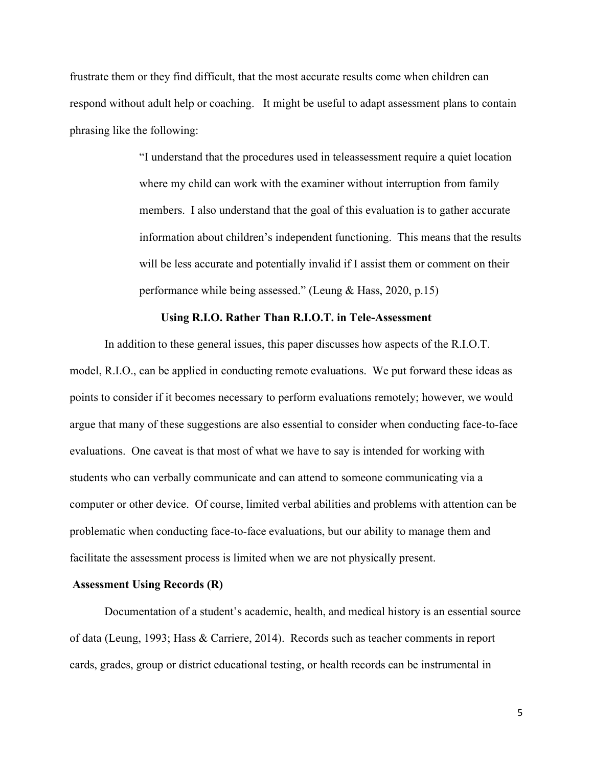frustrate them or they find difficult, that the most accurate results come when children can respond without adult help or coaching. It might be useful to adapt assessment plans to contain phrasing like the following:

> "I understand that the procedures used in teleassessment require a quiet location where my child can work with the examiner without interruption from family members. I also understand that the goal of this evaluation is to gather accurate information about children's independent functioning. This means that the results will be less accurate and potentially invalid if I assist them or comment on their performance while being assessed." (Leung & Hass, 2020, p.15)

## Using R.I.O. Rather Than R.I.O.T. in Tele-Assessment

In addition to these general issues, this paper discusses how aspects of the R.I.O.T. model, R.I.O., can be applied in conducting remote evaluations. We put forward these ideas as points to consider if it becomes necessary to perform evaluations remotely; however, we would argue that many of these suggestions are also essential to consider when conducting face-to-face evaluations. One caveat is that most of what we have to say is intended for working with students who can verbally communicate and can attend to someone communicating via a computer or other device. Of course, limited verbal abilities and problems with attention can be problematic when conducting face-to-face evaluations, but our ability to manage them and facilitate the assessment process is limited when we are not physically present.

### Assessment Using Records (R)

Documentation of a student's academic, health, and medical history is an essential source of data (Leung, 1993; Hass & Carriere, 2014). Records such as teacher comments in report cards, grades, group or district educational testing, or health records can be instrumental in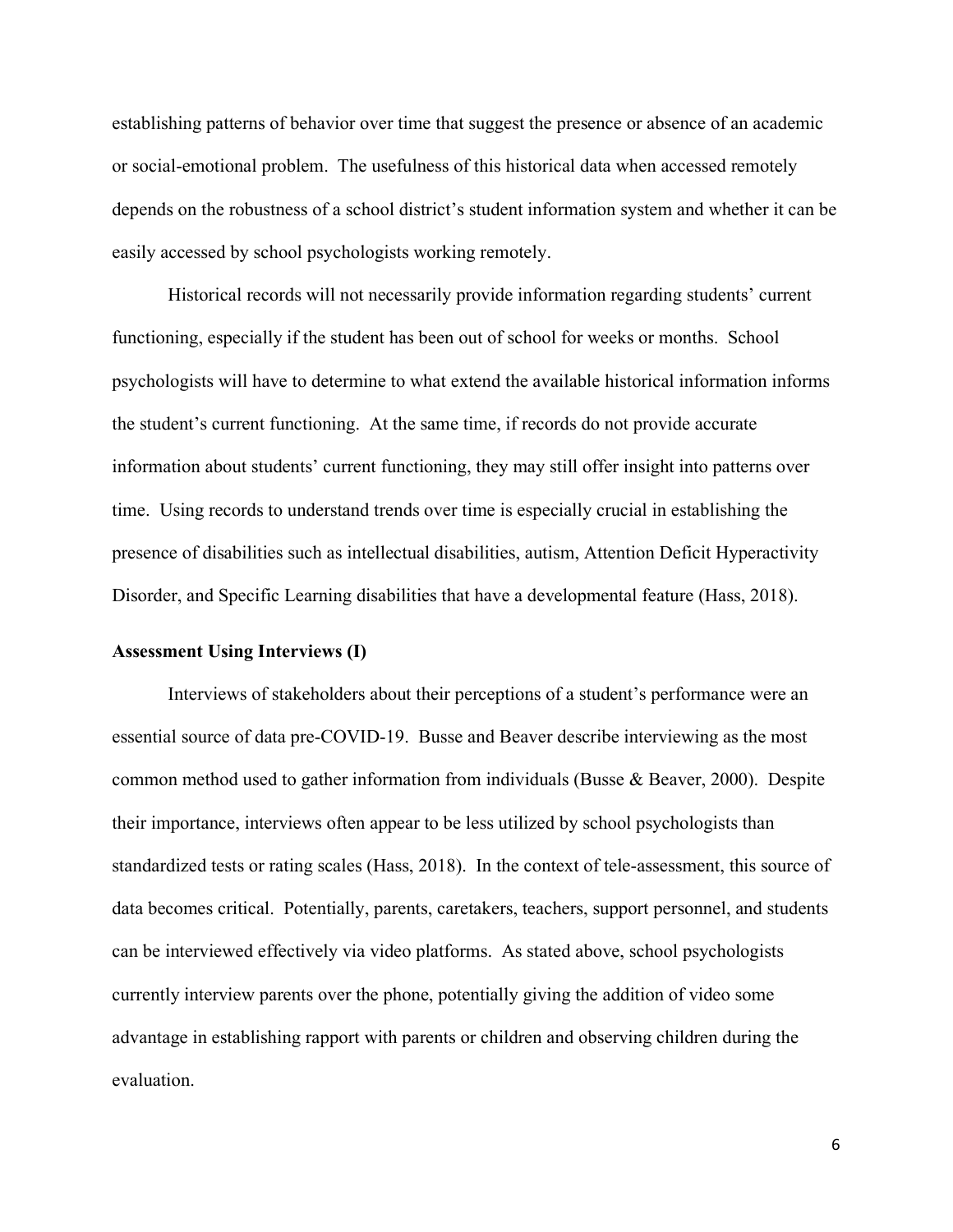establishing patterns of behavior over time that suggest the presence or absence of an academic or social-emotional problem. The usefulness of this historical data when accessed remotely depends on the robustness of a school district's student information system and whether it can be easily accessed by school psychologists working remotely.

Historical records will not necessarily provide information regarding students' current functioning, especially if the student has been out of school for weeks or months. School psychologists will have to determine to what extend the available historical information informs the student's current functioning. At the same time, if records do not provide accurate information about students' current functioning, they may still offer insight into patterns over time. Using records to understand trends over time is especially crucial in establishing the presence of disabilities such as intellectual disabilities, autism, Attention Deficit Hyperactivity Disorder, and Specific Learning disabilities that have a developmental feature (Hass, 2018).

**Assessment Using Interviews (I)**

Interviews of stakeholders about their perceptions of a student's performance were an essential source of data pre-COVID-19. Busse and Beaver describe interviewing as the most common method used to gather information from individuals (Busse & Beaver, 2000). Despite their importance, interviews often appear to be less utilized by school psychologists than standardized tests or rating scales (Hass, 2018). In the context of tele-assessment, this source of data becomes critical. Potentially, parents, caretakers, teachers, support personnel, and students can be interviewed effectively via video platforms. As stated above, school psychologists currently interview parents over the phone, potentially giving the addition of video some advantage in establishing rapport with parents or children and observing children during the evaluation.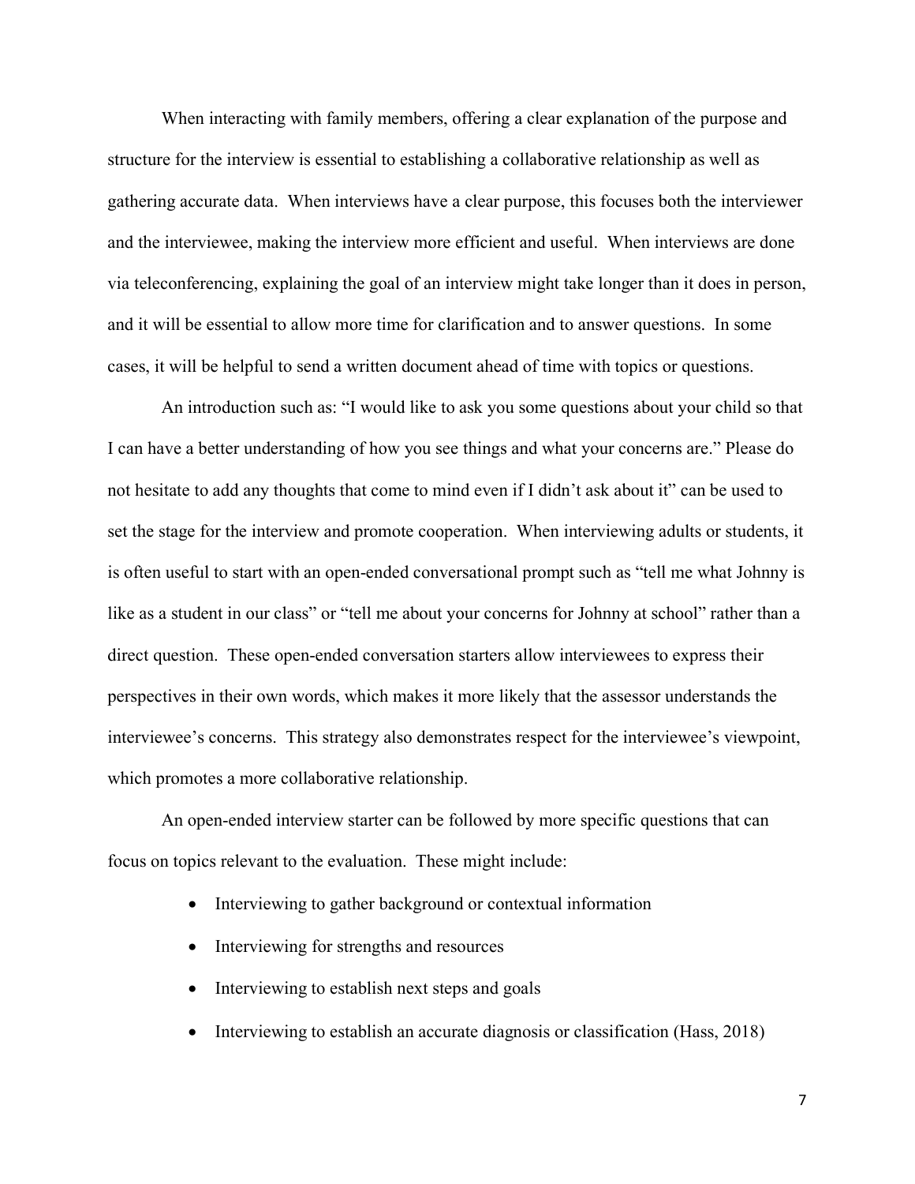When interacting with family members, offering a clear explanation of the purpose and structure for the interview is essential to establishing a collaborative relationship as well as gathering accurate data. When interviews have a clear purpose, this focuses both the interviewer and the interviewee, making the interview more efficient and useful. When interviews are done via teleconferencing, explaining the goal of an interview might take longer than it does in person, and it will be essential to allow more time for clarification and to answer questions. In some cases, it will be helpful to send a written document ahead of time with topics or questions.

An introduction such as: "I would like to ask you some questions about your child so that I can have a better understanding of how you see things and what your concerns are." Please do not hesitate to add any thoughts that come to mind even if I didn't ask about it" can be used to set the stage for the interview and promote cooperation. When interviewing adults or students, it is often useful to start with an open-ended conversational prompt such as "tell me what Johnny is like as a student in our class" or "tell me about your concerns for Johnny at school" rather than a direct question. These open-ended conversation starters allow interviewees to express their perspectives in their own words, which makes it more likely that the assessor understands the interviewee's concerns. This strategy also demonstrates respect for the interviewee's viewpoint, which promotes a more collaborative relationship.

An open-ended interview starter can be followed by more specific questions that can focus on topics relevant to the evaluation. These might include:

- Interviewing to gather background or contextual information
- Interviewing for strengths and resources
- Interviewing to establish next steps and goals
- Interviewing to establish an accurate diagnosis or classification (Hass, 2018)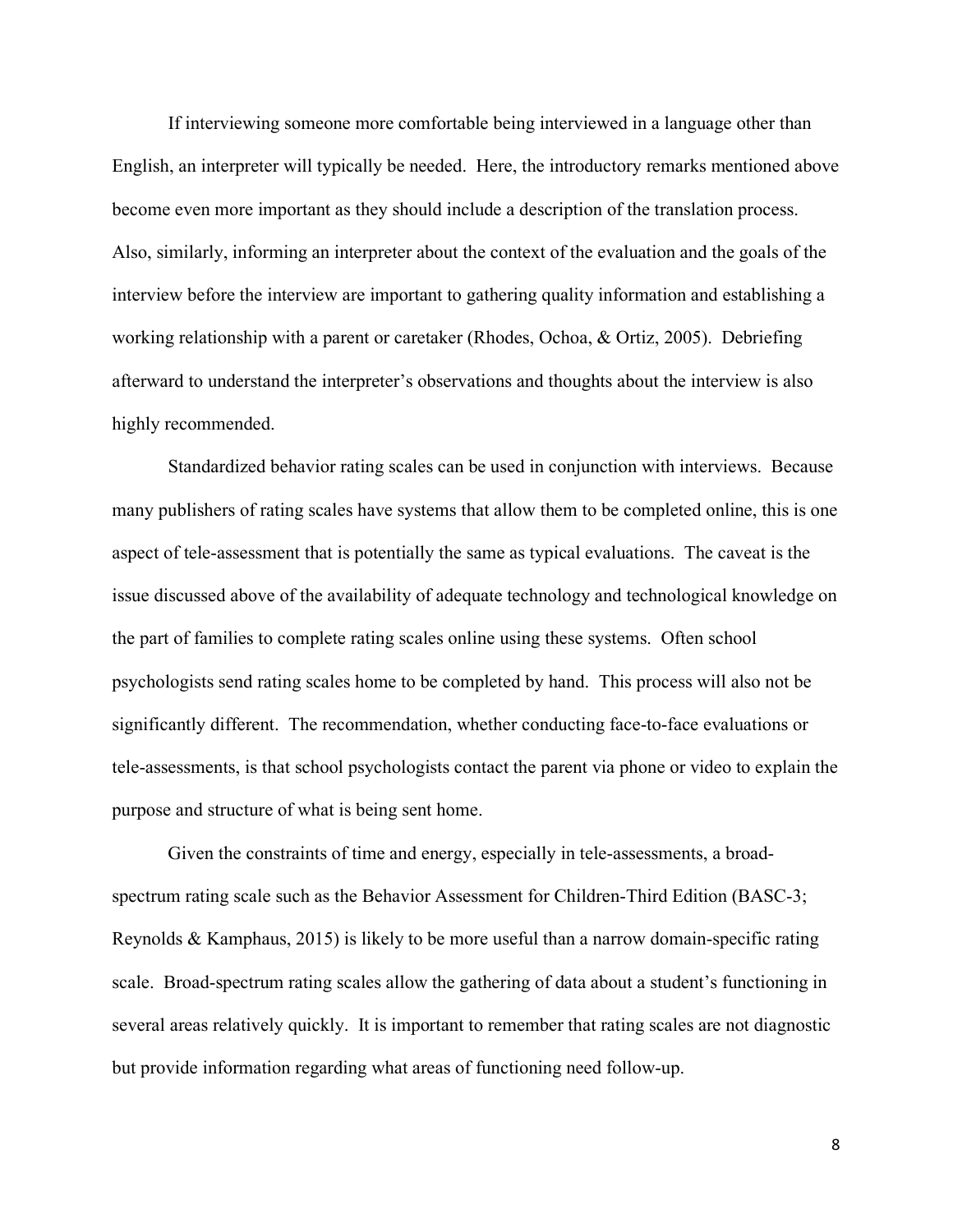If interviewing someone more comfortable being interviewed in a language other than English, an interpreter will typically be needed. Here, the introductory remarks mentioned above become even more important as they should include a description of the translation process. Also, similarly, informing an interpreter about the context of the evaluation and the goals of the interview before the interview are important to gathering quality information and establishing a working relationship with a parent or caretaker (Rhodes, Ochoa, & Ortiz, 2005). Debriefing afterward to understand the interpreter's observations and thoughts about the interview is also highly recommended.

Standardized behavior rating scales can be used in conjunction with interviews. Because many publishers of rating scales have systems that allow them to be completed online, this is one aspect of tele-assessment that is potentially the same as typical evaluations. The caveat is the issue discussed above of the availability of adequate technology and technological knowledge on the part of families to complete rating scales online using these systems. Often school psychologists send rating scales home to be completed by hand. This process will also not be significantly different. The recommendation, whether conducting face-to-face evaluations or tele-assessments, is that school psychologists contact the parent via phone or video to explain the purpose and structure of what is being sent home.

Given the constraints of time and energy, especially in tele-assessments, a broad-spectrum rating scale such as the Behavior Assessment for Children-Third Edition (BASC-3; Reynolds & Kamphaus, 2015) is likely to be more useful than a narrow domain-specific rating scale. Broad-spectrum rating scales allow the gathering of data about a student's functioning in several areas relatively quickly. It is important to remember that rating scales are not diagnostic but provide information regarding what areas of functioning need follow-up.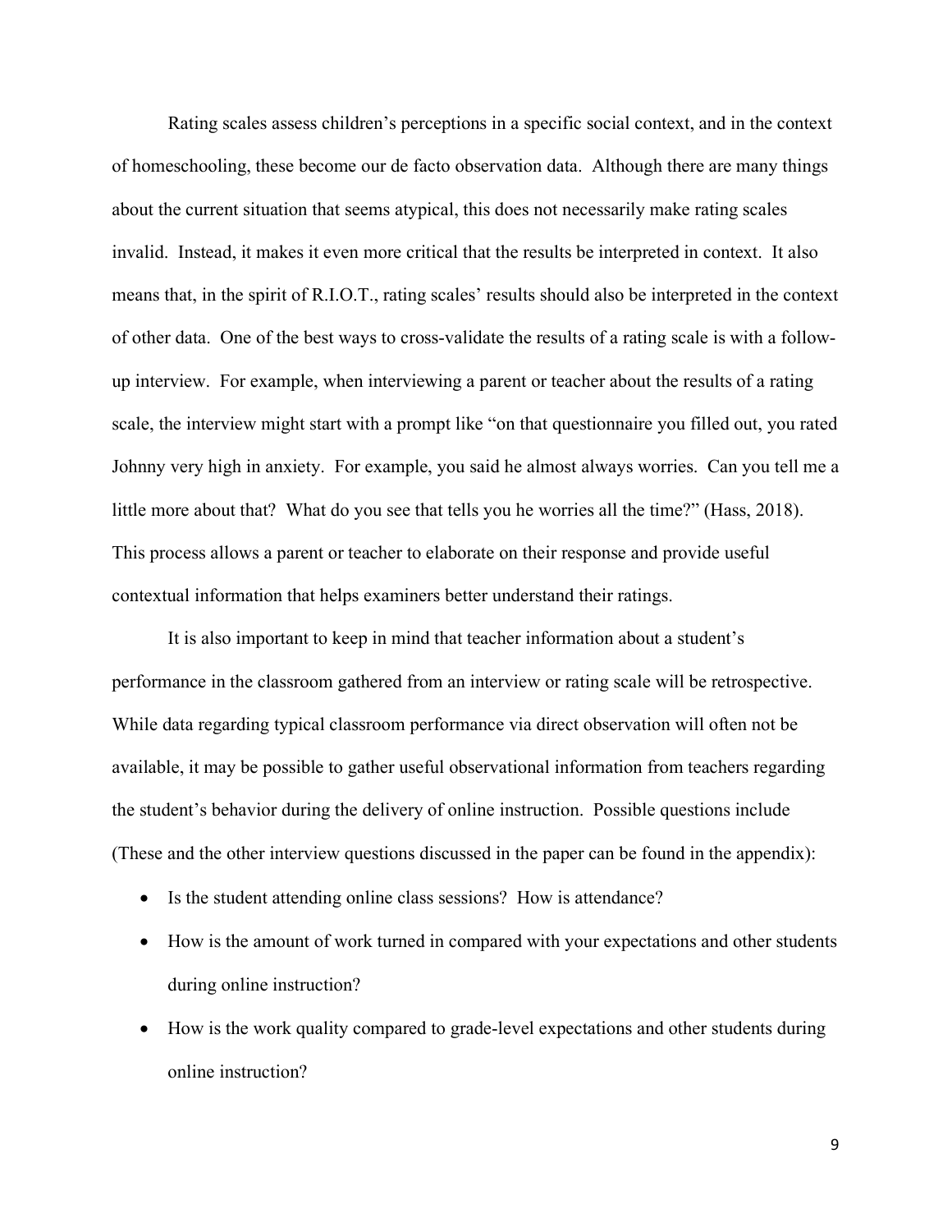Rating scales assess children's perceptions in a specific social context, and in the context of homeschooling, these become our de facto observation data. Although there are many things about the current situation that seems atypical, this does not necessarily make rating scales invalid. Instead, it makes it even more critical that the results be interpreted in context. It also means that, in the spirit of R.I.O.T., rating scales' results should also be interpreted in the context of other data. One of the best ways to cross-validate the results of a rating scale is with a follow-up interview. For example, when interviewing a parent or teacher about the results of a rating scale, the interview might start with a prompt like "on that questionnaire you filled out, you rated Johnny very high in anxiety. For example, you said he almost always worries. Can you tell me a little more about that? What do you see that tells you he worries all the time?" (Hass, 2018). This process allows a parent or teacher to elaborate on their response and provide useful contextual information that helps examiners better understand their ratings.

It is also important to keep in mind that teacher information about a student's performance in the classroom gathered from an interview or rating scale will be retrospective. While data regarding typical classroom performance via direct observation will often not be available, it may be possible to gather useful observational information from teachers regarding the student's behavior during the delivery of online instruction. Possible questions include (These and the other interview questions discussed in the paper can be found in the appendix):

- Is the student attending online class sessions? How is attendance?
- How is the amount of work turned in compared with your expectations and other students during online instruction?
- How is the work quality compared to grade-level expectations and other students during online instruction?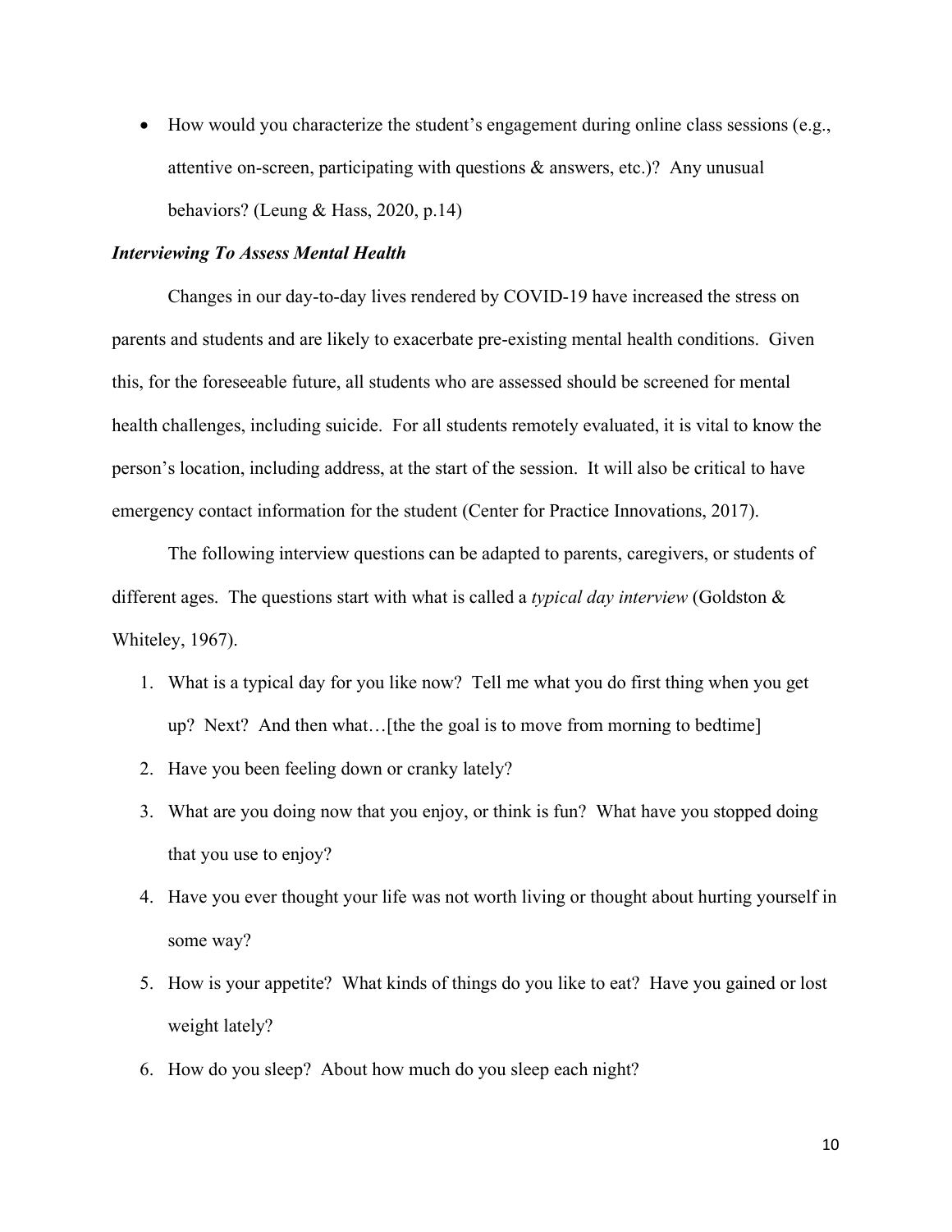- How would you characterize the student's engagement during online class sessions (e.g., attentive on-screen, participating with questions & answers, etc.)? Any unusual behaviors? (Leung & Hass, 2020, p.14)

***Interviewing To Assess Mental Health***

Changes in our day-to-day lives rendered by COVID-19 have increased the stress on parents and students and are likely to exacerbate pre-existing mental health conditions. Given this, for the foreseeable future, all students who are assessed should be screened for mental health challenges, including suicide. For all students remotely evaluated, it is vital to know the person's location, including address, at the start of the session. It will also be critical to have emergency contact information for the student (Center for Practice Innovations, 2017).

The following interview questions can be adapted to parents, caregivers, or students of different ages. The questions start with what is called a *typical day interview* (Goldston & Whiteley, 1967).

1. What is a typical day for you like now? Tell me what you do first thing when you get up? Next? And then what…[the the goal is to move from morning to bedtime]
2. Have you been feeling down or cranky lately?
3. What are you doing now that you enjoy, or think is fun? What have you stopped doing that you use to enjoy?
4. Have you ever thought your life was not worth living or thought about hurting yourself in some way?
5. How is your appetite? What kinds of things do you like to eat? Have you gained or lost weight lately?
6. How do you sleep? About how much do you sleep each night?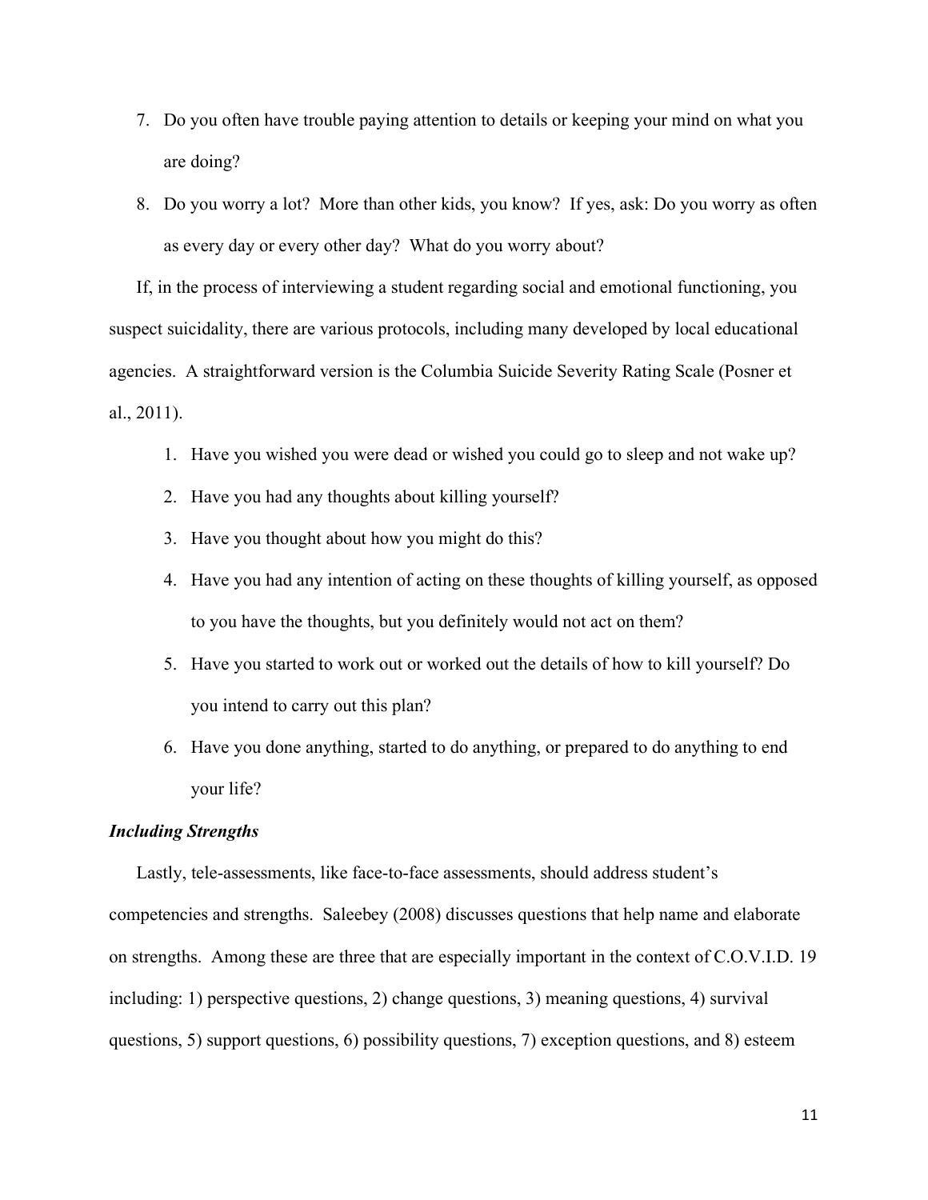7. Do you often have trouble paying attention to details or keeping your mind on what you are doing?
8. Do you worry a lot? More than other kids, you know? If yes, ask: Do you worry as often as every day or every other day? What do you worry about?

If, in the process of interviewing a student regarding social and emotional functioning, you suspect suicidality, there are various protocols, including many developed by local educational agencies. A straightforward version is the Columbia Suicide Severity Rating Scale (Posner et al., 2011).

1. Have you wished you were dead or wished you could go to sleep and not wake up?
2. Have you had any thoughts about killing yourself?
3. Have you thought about how you might do this?
4. Have you had any intention of acting on these thoughts of killing yourself, as opposed to you have the thoughts, but you definitely would not act on them?
5. Have you started to work out or worked out the details of how to kill yourself? Do you intend to carry out this plan?
6. Have you done anything, started to do anything, or prepared to do anything to end your life?

### *Including Strengths*

Lastly, tele-assessments, like face-to-face assessments, should address student's competencies and strengths. Saleebey (2008) discusses questions that help name and elaborate on strengths. Among these are three that are especially important in the context of C.O.V.I.D. 19 including: 1) perspective questions, 2) change questions, 3) meaning questions, 4) survival questions, 5) support questions, 6) possibility questions, 7) exception questions, and 8) esteem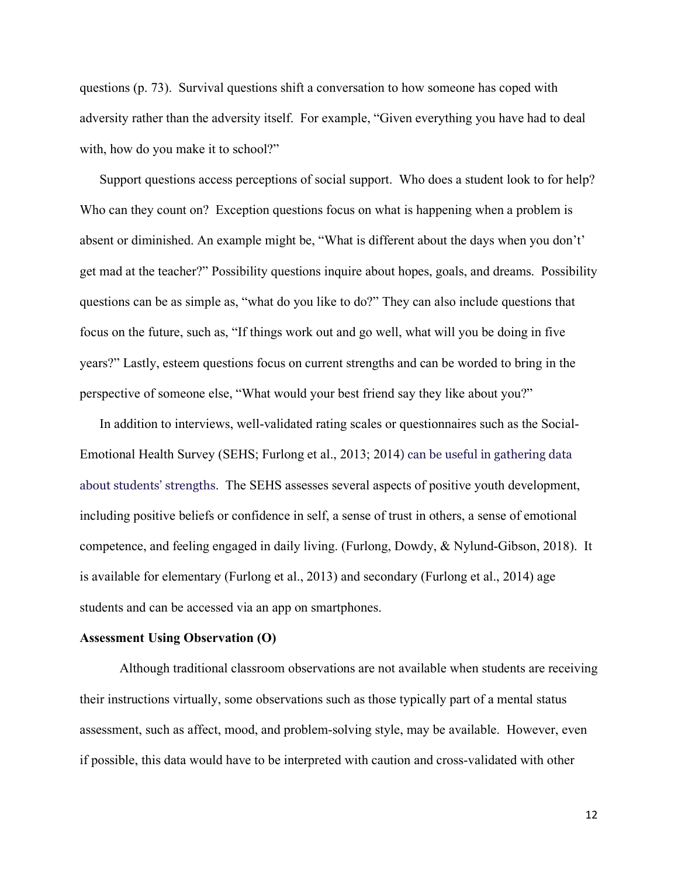questions (p. 73). Survival questions shift a conversation to how someone has coped with adversity rather than the adversity itself. For example, "Given everything you have had to deal with, how do you make it to school?"

Support questions access perceptions of social support. Who does a student look to for help? Who can they count on? Exception questions focus on what is happening when a problem is absent or diminished. An example might be, "What is different about the days when you don't' get mad at the teacher?" Possibility questions inquire about hopes, goals, and dreams. Possibility questions can be as simple as, "what do you like to do?" They can also include questions that focus on the future, such as, "If things work out and go well, what will you be doing in five years?" Lastly, esteem questions focus on current strengths and can be worded to bring in the perspective of someone else, "What would your best friend say they like about you?"

In addition to interviews, well-validated rating scales or questionnaires such as the Social-Emotional Health Survey (SEHS; Furlong et al., 2013; 2014) can be useful in gathering data about students' strengths. The SEHS assesses several aspects of positive youth development, including positive beliefs or confidence in self, a sense of trust in others, a sense of emotional competence, and feeling engaged in daily living. (Furlong, Dowdy, & Nylund-Gibson, 2018). It is available for elementary (Furlong et al., 2013) and secondary (Furlong et al., 2014) age students and can be accessed via an app on smartphones.

**Assessment Using Observation (O)**

Although traditional classroom observations are not available when students are receiving their instructions virtually, some observations such as those typically part of a mental status assessment, such as affect, mood, and problem-solving style, may be available. However, even if possible, this data would have to be interpreted with caution and cross-validated with other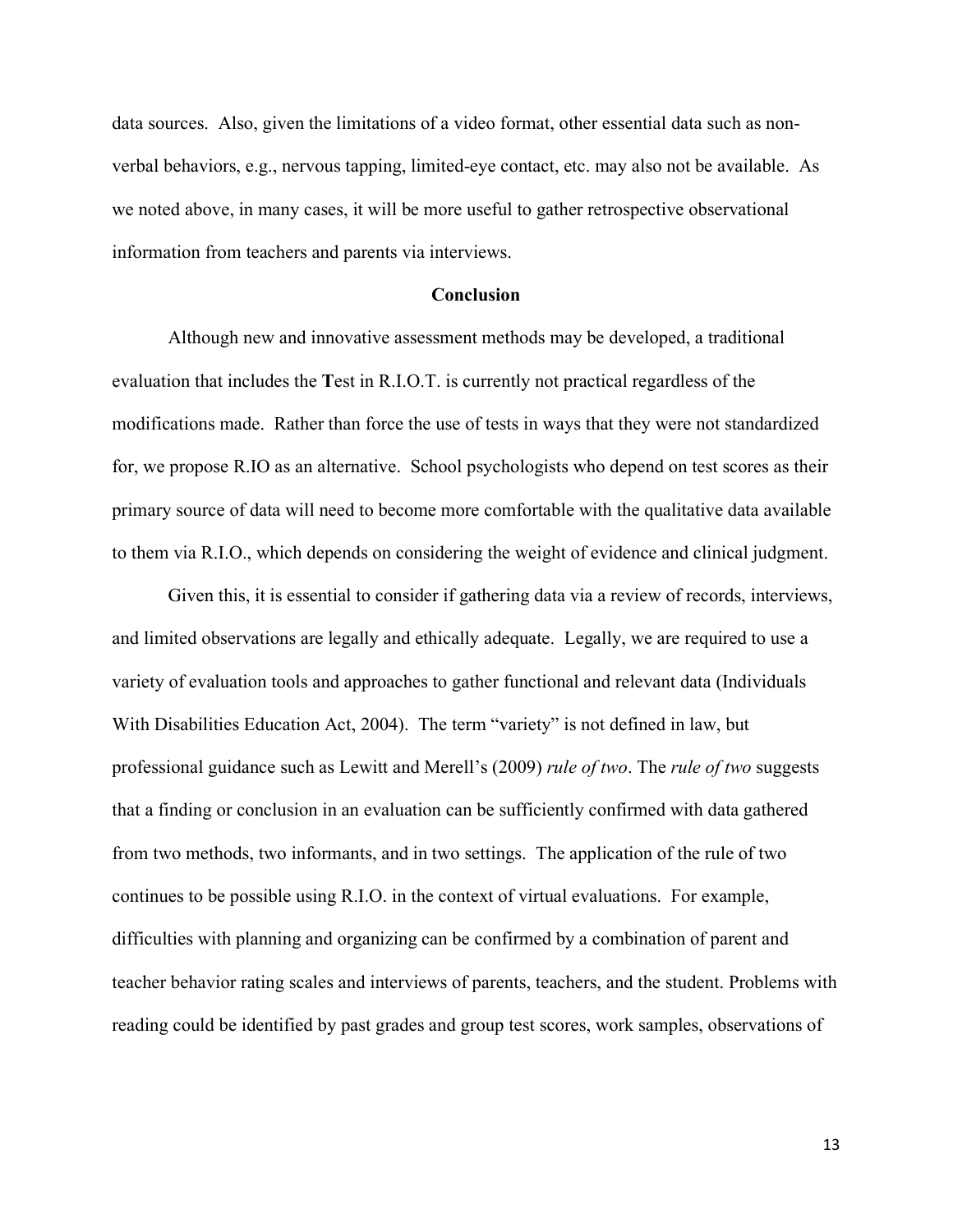data sources. Also, given the limitations of a video format, other essential data such as non-verbal behaviors, e.g., nervous tapping, limited-eye contact, etc. may also not be available. As we noted above, in many cases, it will be more useful to gather retrospective observational information from teachers and parents via interviews.

## Conclusion

Although new and innovative assessment methods may be developed, a traditional evaluation that includes the **T**est in R.I.O.T. is currently not practical regardless of the modifications made. Rather than force the use of tests in ways that they were not standardized for, we propose R.IO as an alternative. School psychologists who depend on test scores as their primary source of data will need to become more comfortable with the qualitative data available to them via R.I.O., which depends on considering the weight of evidence and clinical judgment.

Given this, it is essential to consider if gathering data via a review of records, interviews, and limited observations are legally and ethically adequate. Legally, we are required to use a variety of evaluation tools and approaches to gather functional and relevant data (Individuals With Disabilities Education Act, 2004). The term "variety" is not defined in law, but professional guidance such as Lewitt and Merell's (2009) *rule of two*. The *rule of two* suggests that a finding or conclusion in an evaluation can be sufficiently confirmed with data gathered from two methods, two informants, and in two settings. The application of the rule of two continues to be possible using R.I.O. in the context of virtual evaluations. For example, difficulties with planning and organizing can be confirmed by a combination of parent and teacher behavior rating scales and interviews of parents, teachers, and the student. Problems with reading could be identified by past grades and group test scores, work samples, observations of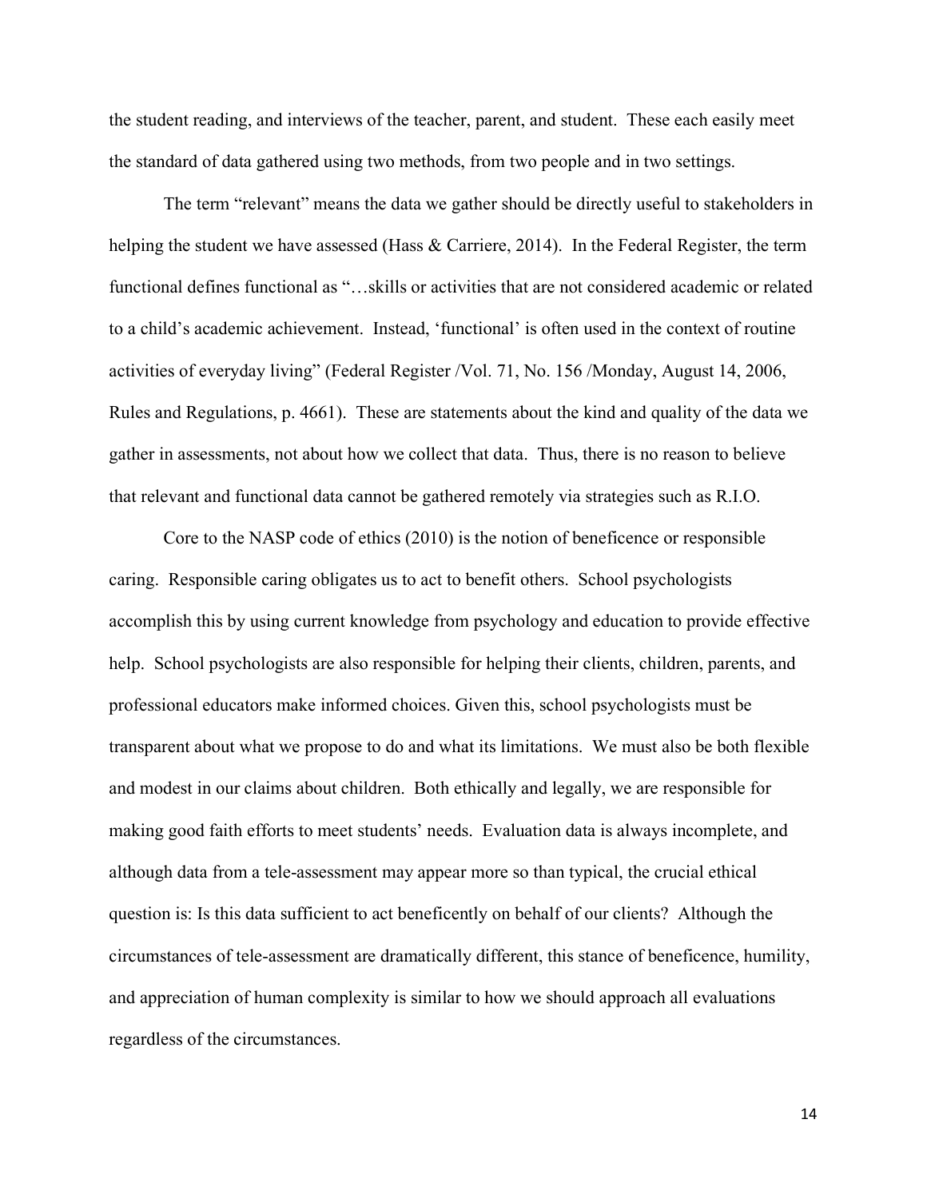the student reading, and interviews of the teacher, parent, and student. These each easily meet the standard of data gathered using two methods, from two people and in two settings.

The term "relevant" means the data we gather should be directly useful to stakeholders in helping the student we have assessed (Hass & Carriere, 2014). In the Federal Register, the term functional defines functional as "…skills or activities that are not considered academic or related to a child's academic achievement. Instead, 'functional' is often used in the context of routine activities of everyday living" (Federal Register /Vol. 71, No. 156 /Monday, August 14, 2006, Rules and Regulations, p. 4661). These are statements about the kind and quality of the data we gather in assessments, not about how we collect that data. Thus, there is no reason to believe that relevant and functional data cannot be gathered remotely via strategies such as R.I.O.

Core to the NASP code of ethics (2010) is the notion of beneficence or responsible caring. Responsible caring obligates us to act to benefit others. School psychologists accomplish this by using current knowledge from psychology and education to provide effective help. School psychologists are also responsible for helping their clients, children, parents, and professional educators make informed choices. Given this, school psychologists must be transparent about what we propose to do and what its limitations. We must also be both flexible and modest in our claims about children. Both ethically and legally, we are responsible for making good faith efforts to meet students' needs. Evaluation data is always incomplete, and although data from a tele-assessment may appear more so than typical, the crucial ethical question is: Is this data sufficient to act beneficently on behalf of our clients? Although the circumstances of tele-assessment are dramatically different, this stance of beneficence, humility, and appreciation of human complexity is similar to how we should approach all evaluations regardless of the circumstances.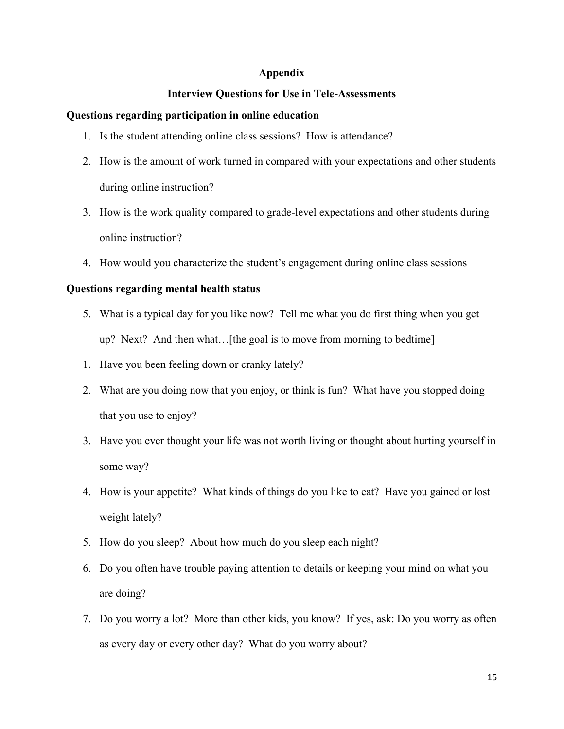## Appendix

## Interview Questions for Use in Tele-Assessments

### Questions regarding participation in online education

1. Is the student attending online class sessions? How is attendance?
2. How is the amount of work turned in compared with your expectations and other students during online instruction?
3. How is the work quality compared to grade-level expectations and other students during online instruction?
4. How would you characterize the student's engagement during online class sessions

### Questions regarding mental health status

5. What is a typical day for you like now? Tell me what you do first thing when you get up? Next? And then what…[the goal is to move from morning to bedtime]

1. Have you been feeling down or cranky lately?
2. What are you doing now that you enjoy, or think is fun? What have you stopped doing that you use to enjoy?
3. Have you ever thought your life was not worth living or thought about hurting yourself in some way?
4. How is your appetite? What kinds of things do you like to eat? Have you gained or lost weight lately?
5. How do you sleep? About how much do you sleep each night?
6. Do you often have trouble paying attention to details or keeping your mind on what you are doing?
7. Do you worry a lot? More than other kids, you know? If yes, ask: Do you worry as often as every day or every other day? What do you worry about?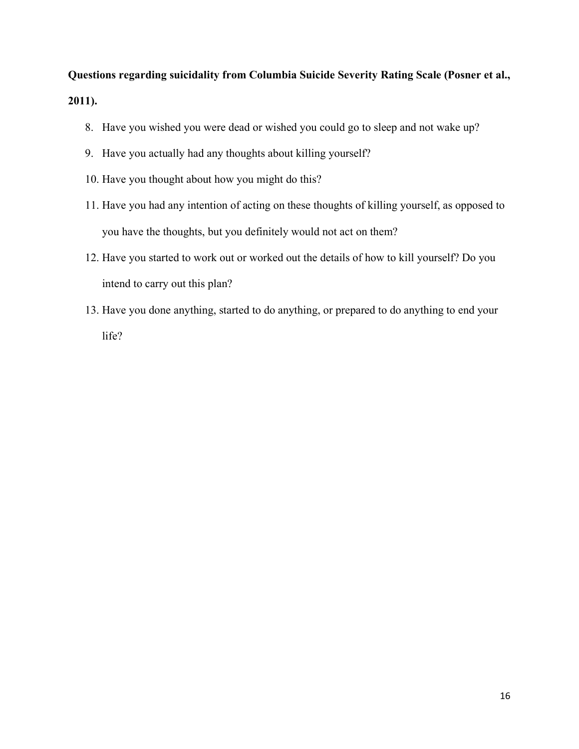**Questions regarding suicidality from Columbia Suicide Severity Rating Scale (Posner et al., 2011).**

8. Have you wished you were dead or wished you could go to sleep and not wake up?
9. Have you actually had any thoughts about killing yourself?
10. Have you thought about how you might do this?
11. Have you had any intention of acting on these thoughts of killing yourself, as opposed to you have the thoughts, but you definitely would not act on them?
12. Have you started to work out or worked out the details of how to kill yourself? Do you intend to carry out this plan?
13. Have you done anything, started to do anything, or prepared to do anything to end your life?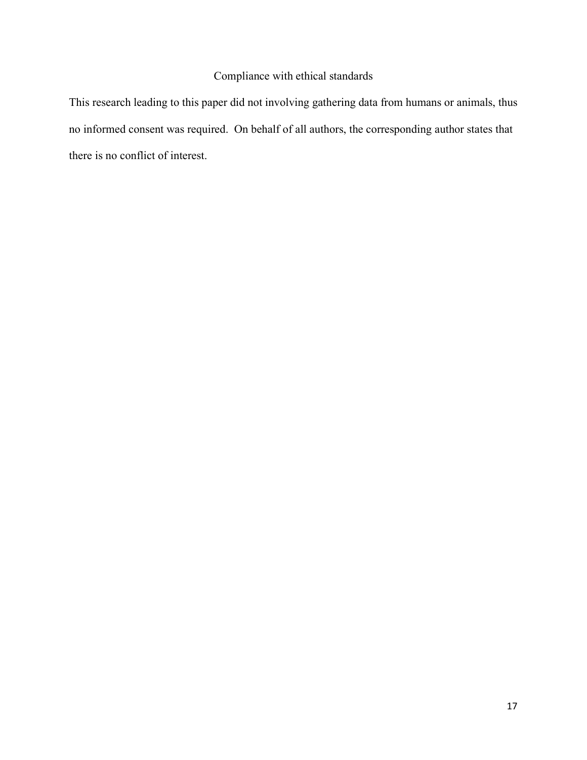## Compliance with ethical standards

This research leading to this paper did not involving gathering data from humans or animals, thus no informed consent was required. On behalf of all authors, the corresponding author states that there is no conflict of interest.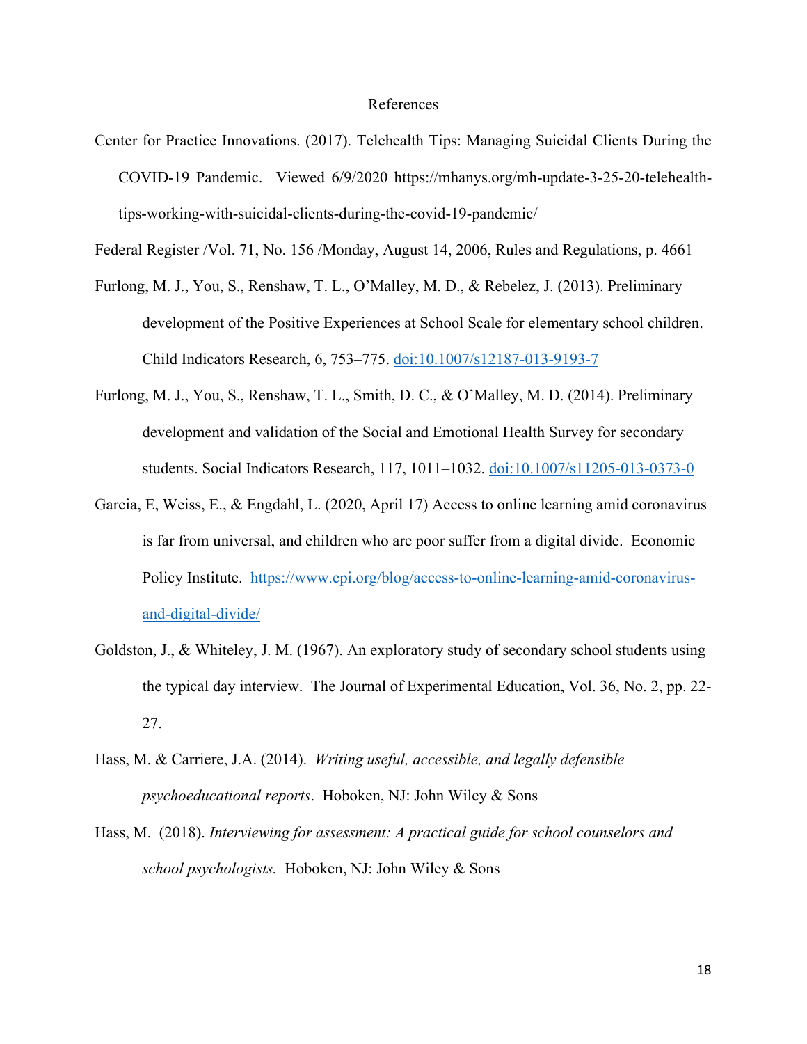# References

Center for Practice Innovations. (2017). Telehealth Tips: Managing Suicidal Clients During the COVID-19 Pandemic. Viewed 6/9/2020 https://mhanys.org/mh-update-3-25-20-telehealth-tips-working-with-suicidal-clients-during-the-covid-19-pandemic/

Federal Register /Vol. 71, No. 156 /Monday, August 14, 2006, Rules and Regulations, p. 4661

Furlong, M. J., You, S., Renshaw, T. L., O'Malley, M. D., & Rebelez, J. (2013). Preliminary development of the Positive Experiences at School Scale for elementary school children. Child Indicators Research, 6, 753–775. doi:10.1007/s12187-013-9193-7

Furlong, M. J., You, S., Renshaw, T. L., Smith, D. C., & O'Malley, M. D. (2014). Preliminary development and validation of the Social and Emotional Health Survey for secondary students. Social Indicators Research, 117, 1011–1032. doi:10.1007/s11205-013-0373-0

Garcia, E, Weiss, E., & Engdahl, L. (2020, April 17) Access to online learning amid coronavirus is far from universal, and children who are poor suffer from a digital divide. Economic Policy Institute. https://www.epi.org/blog/access-to-online-learning-amid-coronavirus-and-digital-divide/

Goldston, J., & Whiteley, J. M. (1967). An exploratory study of secondary school students using the typical day interview. The Journal of Experimental Education, Vol. 36, No. 2, pp. 22-27.

Hass, M. & Carriere, J.A. (2014). *Writing useful, accessible, and legally defensible psychoeducational reports*. Hoboken, NJ: John Wiley & Sons

Hass, M. (2018). *Interviewing for assessment: A practical guide for school counselors and school psychologists.* Hoboken, NJ: John Wiley & Sons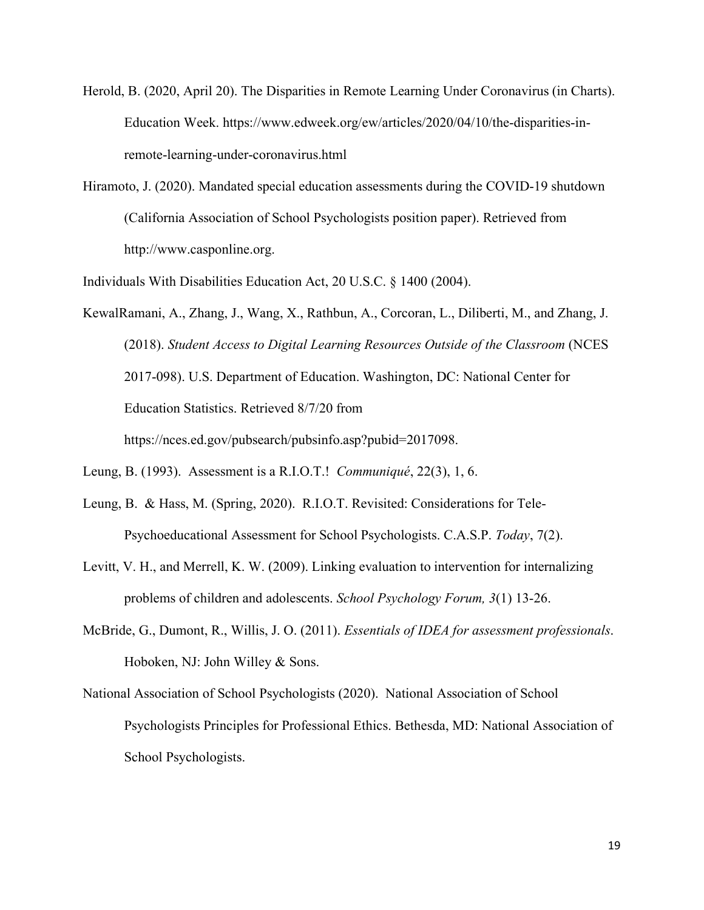Herold, B. (2020, April 20). The Disparities in Remote Learning Under Coronavirus (in Charts). Education Week. https://www.edweek.org/ew/articles/2020/04/10/the-disparities-in-remote-learning-under-coronavirus.html

Hiramoto, J. (2020). Mandated special education assessments during the COVID-19 shutdown (California Association of School Psychologists position paper). Retrieved from http://www.casponline.org.

Individuals With Disabilities Education Act, 20 U.S.C. § 1400 (2004).

KewalRamani, A., Zhang, J., Wang, X., Rathbun, A., Corcoran, L., Diliberti, M., and Zhang, J. (2018). *Student Access to Digital Learning Resources Outside of the Classroom* (NCES 2017-098). U.S. Department of Education. Washington, DC: National Center for Education Statistics. Retrieved 8/7/20 from https://nces.ed.gov/pubsearch/pubsinfo.asp?pubid=2017098.

Leung, B. (1993). Assessment is a R.I.O.T.! *Communiqué*, 22(3), 1, 6.

Leung, B. & Hass, M. (Spring, 2020). R.I.O.T. Revisited: Considerations for Tele-Psychoeducational Assessment for School Psychologists. C.A.S.P. *Today*, 7(2).

Levitt, V. H., and Merrell, K. W. (2009). Linking evaluation to intervention for internalizing problems of children and adolescents. *School Psychology Forum, 3*(1) 13-26.

McBride, G., Dumont, R., Willis, J. O. (2011). *Essentials of IDEA for assessment professionals*. Hoboken, NJ: John Willey & Sons.

National Association of School Psychologists (2020). National Association of School Psychologists Principles for Professional Ethics. Bethesda, MD: National Association of School Psychologists.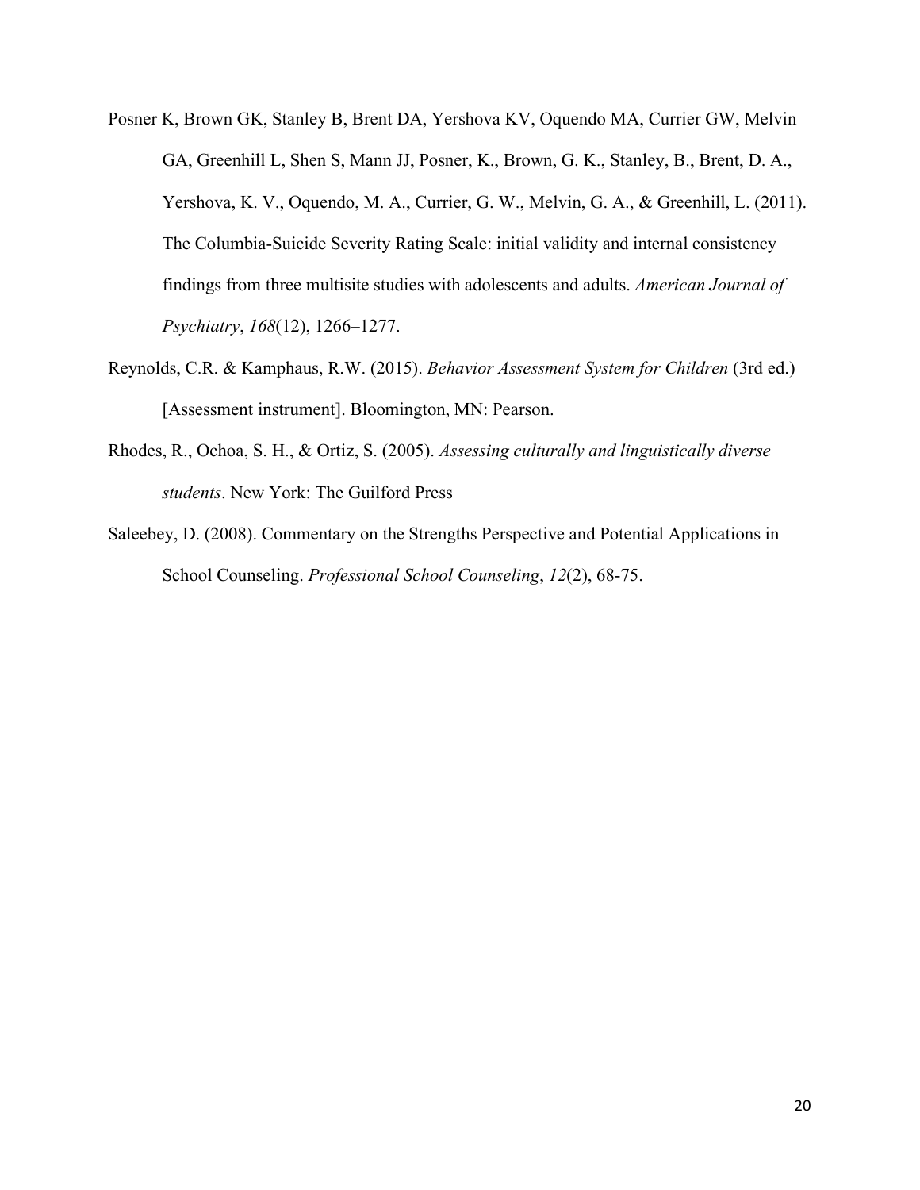Posner K, Brown GK, Stanley B, Brent DA, Yershova KV, Oquendo MA, Currier GW, Melvin GA, Greenhill L, Shen S, Mann JJ, Posner, K., Brown, G. K., Stanley, B., Brent, D. A., Yershova, K. V., Oquendo, M. A., Currier, G. W., Melvin, G. A., & Greenhill, L. (2011). The Columbia-Suicide Severity Rating Scale: initial validity and internal consistency findings from three multisite studies with adolescents and adults. *American Journal of Psychiatry*, *168*(12), 1266–1277.

Reynolds, C.R. & Kamphaus, R.W. (2015). *Behavior Assessment System for Children* (3rd ed.) [Assessment instrument]. Bloomington, MN: Pearson.

Rhodes, R., Ochoa, S. H., & Ortiz, S. (2005). *Assessing culturally and linguistically diverse students*. New York: The Guilford Press

Saleebey, D. (2008). Commentary on the Strengths Perspective and Potential Applications in School Counseling. *Professional School Counseling*, *12*(2), 68-75.